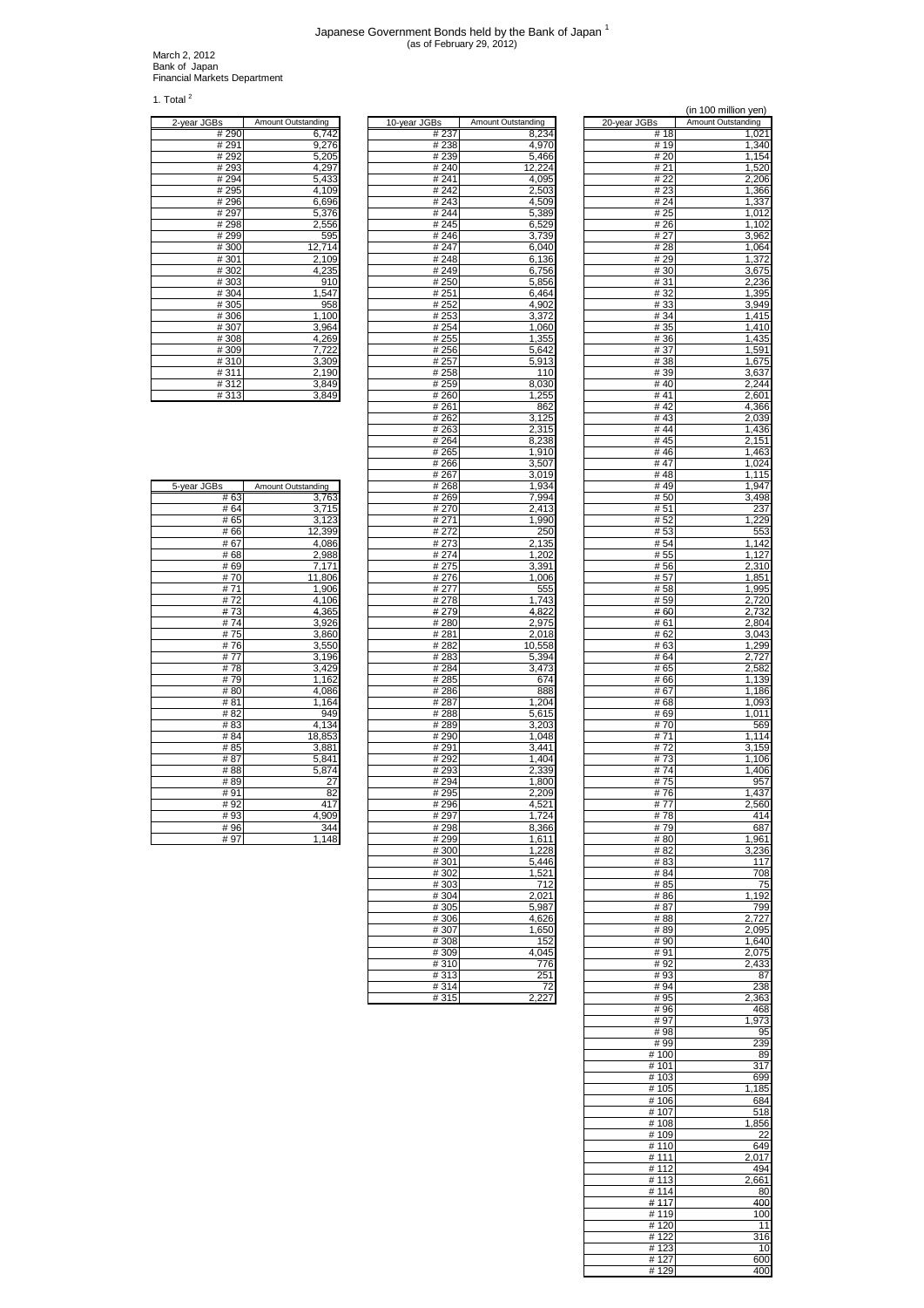# Japanese Government Bonds held by the Bank of Japan [1]

(as of February 29, 2012)

March 2, 2012
Bank of Japan
Financial Markets Department

1. Total [2]

(in 100 million yen)

| 2-year JGBs | Amount Outstanding |
|---|---|
| # 290 | 6,742 |
| # 291 | 9,276 |
| # 292 | 5,205 |
| # 293 | 4,297 |
| # 294 | 5,433 |
| # 295 | 4,109 |
| # 296 | 6,696 |
| # 297 | 5,376 |
| # 298 | 2,556 |
| # 299 | 595 |
| # 300 | 12,714 |
| # 301 | 2,109 |
| # 302 | 4,235 |
| # 303 | 910 |
| # 304 | 1,547 |
| # 305 | 958 |
| # 306 | 1,100 |
| # 307 | 3,964 |
| # 308 | 4,269 |
| # 309 | 7,722 |
| # 310 | 3,309 |
| # 311 | 2,190 |
| # 312 | 3,849 |
| # 313 | 3,849 |

| 5-year JGBs | Amount Outstanding |
|---|---|
| # 63 | 3,763 |
| # 64 | 3,715 |
| # 65 | 3,123 |
| # 66 | 12,399 |
| # 67 | 4,086 |
| # 68 | 2,988 |
| # 69 | 7,171 |
| # 70 | 11,806 |
| # 71 | 1,906 |
| # 72 | 4,106 |
| # 73 | 4,365 |
| # 74 | 3,926 |
| # 75 | 3,860 |
| # 76 | 3,550 |
| # 77 | 3,196 |
| # 78 | 3,429 |
| # 79 | 1,162 |
| # 80 | 4,086 |
| # 81 | 1,164 |
| # 82 | 949 |
| # 83 | 4,134 |
| # 84 | 18,853 |
| # 85 | 3,881 |
| # 87 | 5,841 |
| # 88 | 5,874 |
| # 89 | 27 |
| # 91 | 82 |
| # 92 | 417 |
| # 93 | 4,909 |
| # 96 | 344 |
| # 97 | 1,148 |

| 10-year JGBs | Amount Outstanding |
|---|---|
| # 237 | 8,234 |
| # 238 | 4,970 |
| # 239 | 5,466 |
| # 240 | 12,224 |
| # 241 | 4,095 |
| # 242 | 2,503 |
| # 243 | 4,509 |
| # 244 | 5,389 |
| # 245 | 6,529 |
| # 246 | 3,739 |
| # 247 | 6,040 |
| # 248 | 6,136 |
| # 249 | 6,756 |
| # 250 | 5,856 |
| # 251 | 6,464 |
| # 252 | 4,902 |
| # 253 | 3,372 |
| # 254 | 1,060 |
| # 255 | 1,355 |
| # 256 | 5,642 |
| # 257 | 5,913 |
| # 258 | 110 |
| # 259 | 8,030 |
| # 260 | 1,255 |
| # 261 | 862 |
| # 262 | 3,125 |
| # 263 | 2,315 |
| # 264 | 8,238 |
| # 265 | 1,910 |
| # 266 | 3,507 |
| # 267 | 3,019 |
| # 268 | 1,934 |
| # 269 | 7,994 |
| # 270 | 2,413 |
| # 271 | 1,990 |
| # 272 | 250 |
| # 273 | 2,135 |
| # 274 | 1,202 |
| # 275 | 3,391 |
| # 276 | 1,006 |
| # 277 | 555 |
| # 278 | 1,743 |
| # 279 | 4,822 |
| # 280 | 2,975 |
| # 281 | 2,018 |
| # 282 | 10,558 |
| # 283 | 5,394 |
| # 284 | 3,473 |
| # 285 | 674 |
| # 286 | 888 |
| # 287 | 1,204 |
| # 288 | 5,615 |
| # 289 | 3,203 |
| # 290 | 1,048 |
| # 291 | 3,441 |
| # 292 | 1,404 |
| # 293 | 2,339 |
| # 294 | 1,800 |
| # 295 | 2,209 |
| # 296 | 4,521 |
| # 297 | 1,724 |
| # 298 | 8,366 |
| # 299 | 1,611 |
| # 300 | 1,228 |
| # 301 | 5,446 |
| # 302 | 1,521 |
| # 303 | 712 |
| # 304 | 2,021 |
| # 305 | 5,987 |
| # 306 | 4,626 |
| # 307 | 1,650 |
| # 308 | 152 |
| # 309 | 4,045 |
| # 310 | 776 |
| # 313 | 251 |
| # 314 | 72 |
| # 315 | 2,227 |

| 20-year JGBs | Amount Outstanding |
|---|---|
| # 18 | 1,021 |
| # 19 | 1,340 |
| # 20 | 1,154 |
| # 21 | 1,520 |
| # 22 | 2,206 |
| # 23 | 1,366 |
| # 24 | 1,337 |
| # 25 | 1,012 |
| # 26 | 1,102 |
| # 27 | 3,962 |
| # 28 | 1,064 |
| # 29 | 1,372 |
| # 30 | 3,675 |
| # 31 | 2,236 |
| # 32 | 1,395 |
| # 33 | 3,949 |
| # 34 | 1,415 |
| # 35 | 1,410 |
| # 36 | 1,435 |
| # 37 | 1,591 |
| # 38 | 1,675 |
| # 39 | 3,637 |
| # 40 | 2,244 |
| # 41 | 2,601 |
| # 42 | 4,366 |
| # 43 | 2,039 |
| # 44 | 1,436 |
| # 45 | 2,151 |
| # 46 | 1,463 |
| # 47 | 1,024 |
| # 48 | 1,115 |
| # 49 | 1,947 |
| # 50 | 3,498 |
| # 51 | 237 |
| # 52 | 1,229 |
| # 53 | 553 |
| # 54 | 1,142 |
| # 55 | 1,127 |
| # 56 | 2,310 |
| # 57 | 1,851 |
| # 58 | 1,995 |
| # 59 | 2,720 |
| # 60 | 2,732 |
| # 61 | 2,804 |
| # 62 | 3,043 |
| # 63 | 1,299 |
| # 64 | 2,727 |
| # 65 | 2,582 |
| # 66 | 1,139 |
| # 67 | 1,186 |
| # 68 | 1,093 |
| # 69 | 1,011 |
| # 70 | 569 |
| # 71 | 1,114 |
| # 72 | 3,159 |
| # 73 | 1,106 |
| # 74 | 1,406 |
| # 75 | 957 |
| # 76 | 1,437 |
| # 77 | 2,560 |
| # 78 | 414 |
| # 79 | 687 |
| # 80 | 1,961 |
| # 82 | 3,236 |
| # 83 | 117 |
| # 84 | 708 |
| # 85 | 75 |
| # 86 | 1,192 |
| # 87 | 799 |
| # 88 | 2,727 |
| # 89 | 2,095 |
| # 90 | 1,640 |
| # 91 | 2,075 |
| # 92 | 2,433 |
| # 93 | 87 |
| # 94 | 238 |
| # 95 | 2,363 |
| # 96 | 468 |
| # 97 | 1,973 |
| # 98 | 95 |
| # 99 | 239 |
| # 100 | 89 |
| # 101 | 317 |
| # 103 | 699 |
| # 105 | 1,185 |
| # 106 | 684 |
| # 107 | 518 |
| # 108 | 1,856 |
| # 109 | 22 |
| # 110 | 649 |
| # 111 | 2,017 |
| # 112 | 494 |
| # 113 | 2,661 |
| # 114 | 80 |
| # 117 | 400 |
| # 119 | 100 |
| # 120 | 11 |
| # 122 | 316 |
| # 123 | 10 |
| # 127 | 600 |
| # 129 | 400 |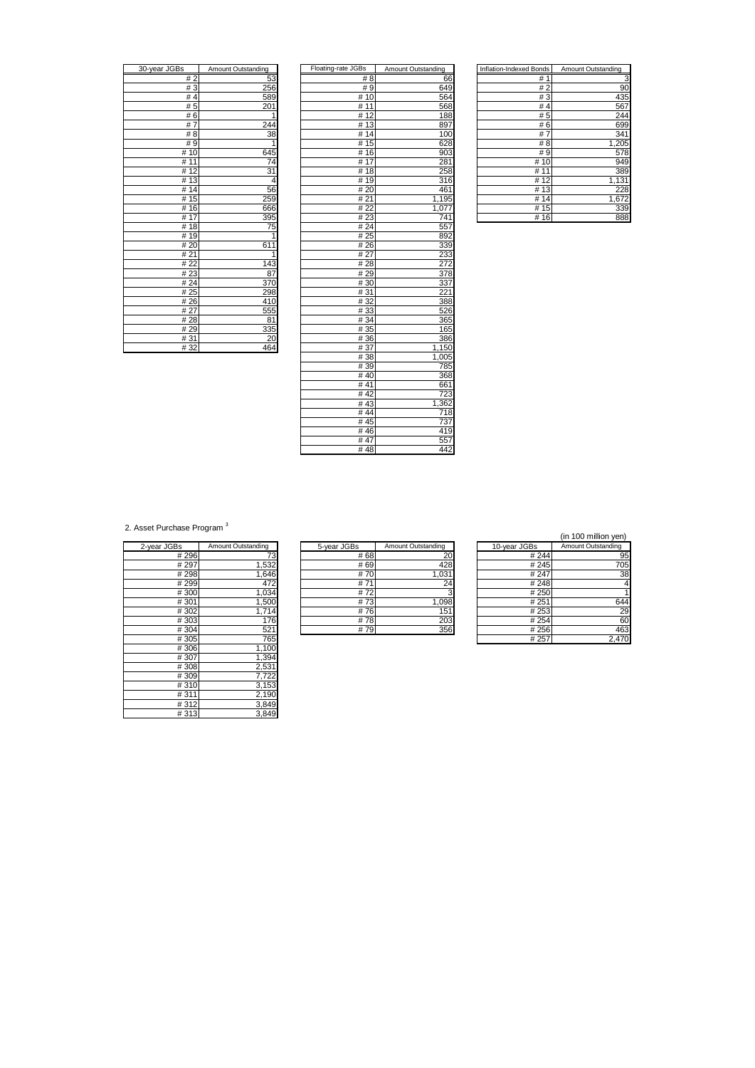| 30-year JGBs | Amount Outstanding |
|---|---|
| # 2 | 53 |
| # 3 | 256 |
| # 4 | 589 |
| # 5 | 201 |
| # 6 | 1 |
| # 7 | 244 |
| # 8 | 38 |
| # 9 | 1 |
| # 10 | 645 |
| # 11 | 74 |
| # 12 | 31 |
| # 13 | 4 |
| # 14 | 56 |
| # 15 | 259 |
| # 16 | 666 |
| # 17 | 395 |
| # 18 | 75 |
| # 19 | 1 |
| # 20 | 611 |
| # 21 | 1 |
| # 22 | 143 |
| # 23 | 87 |
| # 24 | 370 |
| # 25 | 298 |
| # 26 | 410 |
| # 27 | 555 |
| # 28 | 81 |
| # 29 | 335 |
| # 31 | 20 |
| # 32 | 464 |

| Floating-rate JGBs | Amount Outstanding |
|---|---|
| # 8 | 66 |
| # 9 | 649 |
| # 10 | 564 |
| # 11 | 568 |
| # 12 | 188 |
| # 13 | 897 |
| # 14 | 100 |
| # 15 | 628 |
| # 16 | 903 |
| # 17 | 281 |
| # 18 | 258 |
| # 19 | 316 |
| # 20 | 461 |
| # 21 | 1,195 |
| # 22 | 1,077 |
| # 23 | 741 |
| # 24 | 557 |
| # 25 | 892 |
| # 26 | 339 |
| # 27 | 233 |
| # 28 | 272 |
| # 29 | 378 |
| # 30 | 337 |
| # 31 | 221 |
| # 32 | 388 |
| # 33 | 526 |
| # 34 | 365 |
| # 35 | 165 |
| # 36 | 386 |
| # 37 | 1,150 |
| # 38 | 1,005 |
| # 39 | 785 |
| # 40 | 368 |
| # 41 | 661 |
| # 42 | 723 |
| # 43 | 1,362 |
| # 44 | 718 |
| # 45 | 737 |
| # 46 | 419 |
| # 47 | 557 |
| # 48 | 442 |

| Inflation-Indexed Bonds | Amount Outstanding |
|---|---|
| # 1 | 3 |
| # 2 | 90 |
| # 3 | 435 |
| # 4 | 567 |
| # 5 | 244 |
| # 6 | 699 |
| # 7 | 341 |
| # 8 | 1,205 |
| # 9 | 578 |
| # 10 | 949 |
| # 11 | 389 |
| # 12 | 1,131 |
| # 13 | 228 |
| # 14 | 1,672 |
| # 15 | 339 |
| # 16 | 888 |

## 2. Asset Purchase Program [3]

(in 100 million yen)

| 2-year JGBs | Amount Outstanding |
|---|---|
| # 296 | 73 |
| # 297 | 1,532 |
| # 298 | 1,646 |
| # 299 | 472 |
| # 300 | 1,034 |
| # 301 | 1,500 |
| # 302 | 1,714 |
| # 303 | 176 |
| # 304 | 521 |
| # 305 | 765 |
| # 306 | 1,100 |
| # 307 | 1,394 |
| # 308 | 2,531 |
| # 309 | 7,722 |
| # 310 | 3,153 |
| # 311 | 2,190 |
| # 312 | 3,849 |
| # 313 | 3,849 |

| 5-year JGBs | Amount Outstanding |
|---|---|
| # 68 | 20 |
| # 69 | 428 |
| # 70 | 1,031 |
| # 71 | 24 |
| # 72 | 3 |
| # 73 | 1,098 |
| # 76 | 151 |
| # 78 | 203 |
| # 79 | 356 |

| 10-year JGBs | Amount Outstanding |
|---|---|
| # 244 | 95 |
| # 245 | 705 |
| # 247 | 38 |
| # 248 | 4 |
| # 250 | 1 |
| # 251 | 644 |
| # 253 | 29 |
| # 254 | 60 |
| # 256 | 463 |
| # 257 | 2,470 |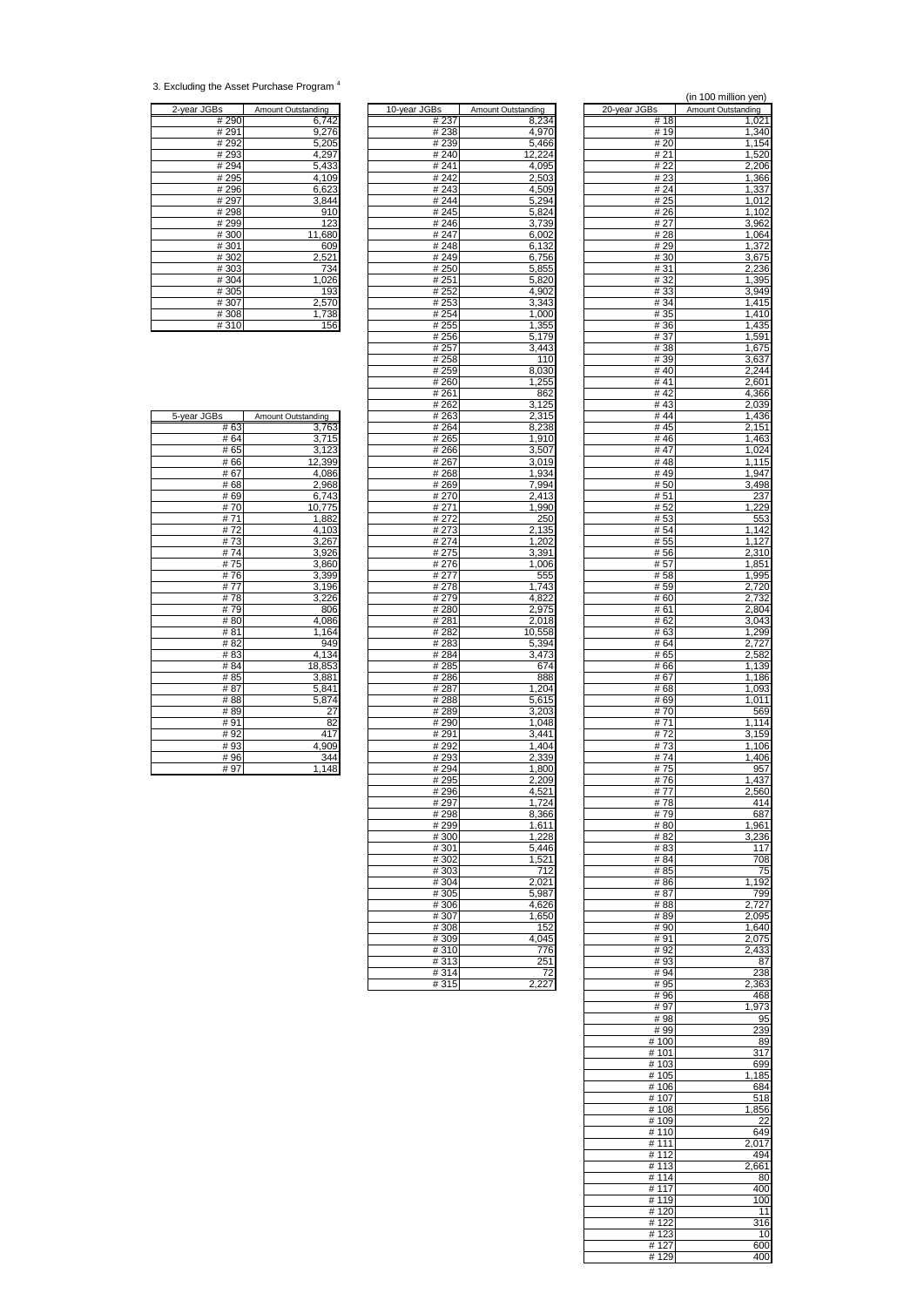3. Excluding the Asset Purchase Program [4]

(in 100 million yen)

| 2-year JGBs | Amount Outstanding |
|---|---|
| # 290 | 6,742 |
| # 291 | 9,276 |
| # 292 | 5,205 |
| # 293 | 4,297 |
| # 294 | 5,433 |
| # 295 | 4,109 |
| # 296 | 6,623 |
| # 297 | 3,844 |
| # 298 | 910 |
| # 299 | 123 |
| # 300 | 11,680 |
| # 301 | 609 |
| # 302 | 2,521 |
| # 303 | 734 |
| # 304 | 1,026 |
| # 305 | 193 |
| # 307 | 2,570 |
| # 308 | 1,738 |
| # 310 | 156 |

| 5-year JGBs | Amount Outstanding |
|---|---|
| # 63 | 3,763 |
| # 64 | 3,715 |
| # 65 | 3,123 |
| # 66 | 12,399 |
| # 67 | 4,086 |
| # 68 | 2,968 |
| # 69 | 6,743 |
| # 70 | 10,775 |
| # 71 | 1,882 |
| # 72 | 4,103 |
| # 73 | 3,267 |
| # 74 | 3,926 |
| # 75 | 3,860 |
| # 76 | 3,399 |
| # 77 | 3,196 |
| # 78 | 3,226 |
| # 79 | 806 |
| # 80 | 4,086 |
| # 81 | 1,164 |
| # 82 | 949 |
| # 83 | 4,134 |
| # 84 | 18,853 |
| # 85 | 3,881 |
| # 87 | 5,841 |
| # 88 | 5,874 |
| # 89 | 27 |
| # 91 | 82 |
| # 92 | 417 |
| # 93 | 4,909 |
| # 96 | 344 |
| # 97 | 1,148 |

| 10-year JGBs | Amount Outstanding |
|---|---|
| # 237 | 8,234 |
| # 238 | 4,970 |
| # 239 | 5,466 |
| # 240 | 12,224 |
| # 241 | 4,095 |
| # 242 | 2,503 |
| # 243 | 4,509 |
| # 244 | 5,294 |
| # 245 | 5,824 |
| # 246 | 3,739 |
| # 247 | 6,002 |
| # 248 | 6,132 |
| # 249 | 6,756 |
| # 250 | 5,855 |
| # 251 | 5,820 |
| # 252 | 4,902 |
| # 253 | 3,343 |
| # 254 | 1,000 |
| # 255 | 1,355 |
| # 256 | 5,179 |
| # 257 | 3,443 |
| # 258 | 110 |
| # 259 | 8,030 |
| # 260 | 1,255 |
| # 261 | 862 |
| # 262 | 3,125 |
| # 263 | 2,315 |
| # 264 | 8,238 |
| # 265 | 1,910 |
| # 266 | 3,507 |
| # 267 | 3,019 |
| # 268 | 1,934 |
| # 269 | 7,994 |
| # 270 | 2,413 |
| # 271 | 1,990 |
| # 272 | 250 |
| # 273 | 2,135 |
| # 274 | 1,202 |
| # 275 | 3,391 |
| # 276 | 1,006 |
| # 277 | 555 |
| # 278 | 1,743 |
| # 279 | 4,822 |
| # 280 | 2,975 |
| # 281 | 2,018 |
| # 282 | 10,558 |
| # 283 | 5,394 |
| # 284 | 3,473 |
| # 285 | 674 |
| # 286 | 888 |
| # 287 | 1,204 |
| # 288 | 5,615 |
| # 289 | 3,203 |
| # 290 | 1,048 |
| # 291 | 3,441 |
| # 292 | 1,404 |
| # 293 | 2,339 |
| # 294 | 1,800 |
| # 295 | 2,209 |
| # 296 | 4,521 |
| # 297 | 1,724 |
| # 298 | 8,366 |
| # 299 | 1,611 |
| # 300 | 1,228 |
| # 301 | 5,446 |
| # 302 | 1,521 |
| # 303 | 712 |
| # 304 | 2,021 |
| # 305 | 5,987 |
| # 306 | 4,626 |
| # 307 | 1,650 |
| # 308 | 152 |
| # 309 | 4,045 |
| # 310 | 776 |
| # 313 | 251 |
| # 314 | 72 |
| # 315 | 2,227 |

| 20-year JGBs | Amount Outstanding |
|---|---|
| # 18 | 1,021 |
| # 19 | 1,340 |
| # 20 | 1,154 |
| # 21 | 1,520 |
| # 22 | 2,206 |
| # 23 | 1,366 |
| # 24 | 1,337 |
| # 25 | 1,012 |
| # 26 | 1,102 |
| # 27 | 3,962 |
| # 28 | 1,064 |
| # 29 | 1,372 |
| # 30 | 3,675 |
| # 31 | 2,236 |
| # 32 | 1,395 |
| # 33 | 3,949 |
| # 34 | 1,415 |
| # 35 | 1,410 |
| # 36 | 1,435 |
| # 37 | 1,591 |
| # 38 | 1,675 |
| # 39 | 3,637 |
| # 40 | 2,244 |
| # 41 | 2,601 |
| # 42 | 4,366 |
| # 43 | 2,039 |
| # 44 | 1,436 |
| # 45 | 2,151 |
| # 46 | 1,463 |
| # 47 | 1,024 |
| # 48 | 1,115 |
| # 49 | 1,947 |
| # 50 | 3,498 |
| # 51 | 237 |
| # 52 | 1,229 |
| # 53 | 553 |
| # 54 | 1,142 |
| # 55 | 1,127 |
| # 56 | 2,310 |
| # 57 | 1,851 |
| # 58 | 1,995 |
| # 59 | 2,720 |
| # 60 | 2,732 |
| # 61 | 2,804 |
| # 62 | 3,043 |
| # 63 | 1,299 |
| # 64 | 2,727 |
| # 65 | 2,582 |
| # 66 | 1,139 |
| # 67 | 1,186 |
| # 68 | 1,093 |
| # 69 | 1,011 |
| # 70 | 569 |
| # 71 | 1,114 |
| # 72 | 3,159 |
| # 73 | 1,106 |
| # 74 | 1,406 |
| # 75 | 957 |
| # 76 | 1,437 |
| # 77 | 2,560 |
| # 78 | 414 |
| # 79 | 687 |
| # 80 | 1,961 |
| # 82 | 3,236 |
| # 83 | 117 |
| # 84 | 708 |
| # 85 | 75 |
| # 86 | 1,192 |
| # 87 | 799 |
| # 88 | 2,727 |
| # 89 | 2,095 |
| # 90 | 1,640 |
| # 91 | 2,075 |
| # 92 | 2,433 |
| # 93 | 87 |
| # 94 | 238 |
| # 95 | 2,363 |
| # 96 | 468 |
| # 97 | 1,973 |
| # 98 | 95 |
| # 99 | 239 |
| # 100 | 89 |
| # 101 | 317 |
| # 103 | 699 |
| # 105 | 1,185 |
| # 106 | 684 |
| # 107 | 518 |
| # 108 | 1,856 |
| # 109 | 22 |
| # 110 | 649 |
| # 111 | 2,017 |
| # 112 | 494 |
| # 113 | 2,661 |
| # 114 | 80 |
| # 117 | 400 |
| # 119 | 100 |
| # 120 | 11 |
| # 122 | 316 |
| # 123 | 10 |
| # 127 | 600 |
| # 129 | 400 |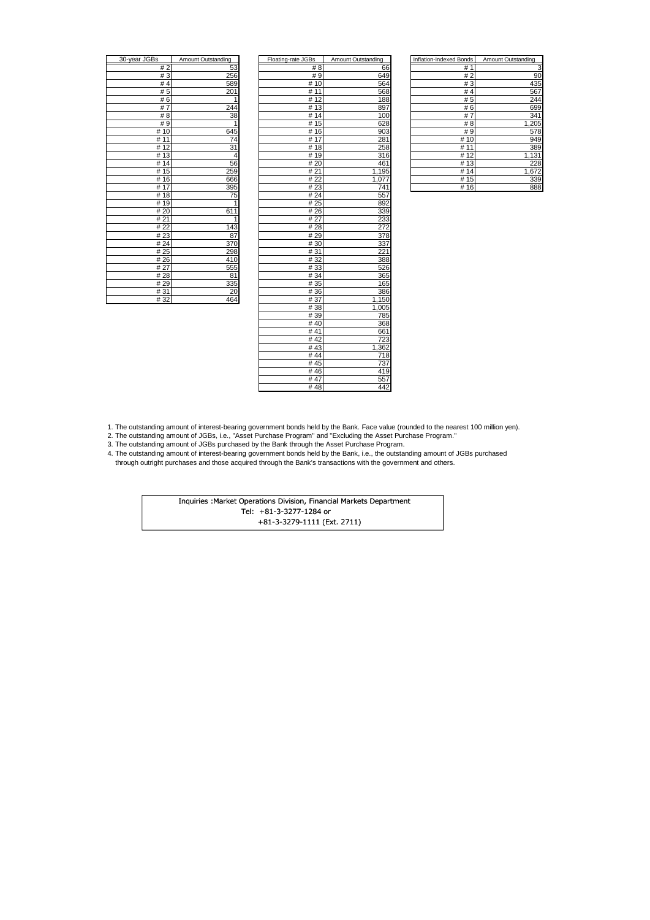| 30-year JGBs | Amount Outstanding |
|---|---|
| # 2 | 53 |
| # 3 | 256 |
| # 4 | 589 |
| # 5 | 201 |
| # 6 | 1 |
| # 7 | 244 |
| # 8 | 38 |
| # 9 | 1 |
| # 10 | 645 |
| # 11 | 74 |
| # 12 | 31 |
| # 13 | 4 |
| # 14 | 56 |
| # 15 | 259 |
| # 16 | 666 |
| # 17 | 395 |
| # 18 | 75 |
| # 19 | 1 |
| # 20 | 611 |
| # 21 | 1 |
| # 22 | 143 |
| # 23 | 87 |
| # 24 | 370 |
| # 25 | 298 |
| # 26 | 410 |
| # 27 | 555 |
| # 28 | 81 |
| # 29 | 335 |
| # 31 | 20 |
| # 32 | 464 |

| Floating-rate JGBs | Amount Outstanding |
|---|---|
| # 8 | 66 |
| # 9 | 649 |
| # 10 | 564 |
| # 11 | 568 |
| # 12 | 188 |
| # 13 | 897 |
| # 14 | 100 |
| # 15 | 628 |
| # 16 | 903 |
| # 17 | 281 |
| # 18 | 258 |
| # 19 | 316 |
| # 20 | 461 |
| # 21 | 1,195 |
| # 22 | 1,077 |
| # 23 | 741 |
| # 24 | 557 |
| # 25 | 892 |
| # 26 | 339 |
| # 27 | 233 |
| # 28 | 272 |
| # 29 | 378 |
| # 30 | 337 |
| # 31 | 221 |
| # 32 | 388 |
| # 33 | 526 |
| # 34 | 365 |
| # 35 | 165 |
| # 36 | 386 |
| # 37 | 1,150 |
| # 38 | 1,005 |
| # 39 | 785 |
| # 40 | 368 |
| # 41 | 661 |
| # 42 | 723 |
| # 43 | 1,362 |
| # 44 | 718 |
| # 45 | 737 |
| # 46 | 419 |
| # 47 | 557 |
| # 48 | 442 |

| Inflation-Indexed Bonds | Amount Outstanding |
|---|---|
| # 1 | 3 |
| # 2 | 90 |
| # 3 | 435 |
| # 4 | 567 |
| # 5 | 244 |
| # 6 | 699 |
| # 7 | 341 |
| # 8 | 1,205 |
| # 9 | 578 |
| # 10 | 949 |
| # 11 | 389 |
| # 12 | 1,131 |
| # 13 | 228 |
| # 14 | 1,672 |
| # 15 | 339 |
| # 16 | 888 |

1. The outstanding amount of interest-bearing government bonds held by the Bank. Face value (rounded to the nearest 100 million yen).
2. The outstanding amount of JGBs, i.e., "Asset Purchase Program" and "Excluding the Asset Purchase Program."
3. The outstanding amount of JGBs purchased by the Bank through the Asset Purchase Program.
4. The outstanding amount of interest-bearing government bonds held by the Bank, i.e., the outstanding amount of JGBs purchased through outright purchases and those acquired through the Bank's transactions with the government and others.

Inquiries :Market Operations Division, Financial Markets Department
Tel: +81-3-3277-1284 or
+81-3-3279-1111 (Ext. 2711)